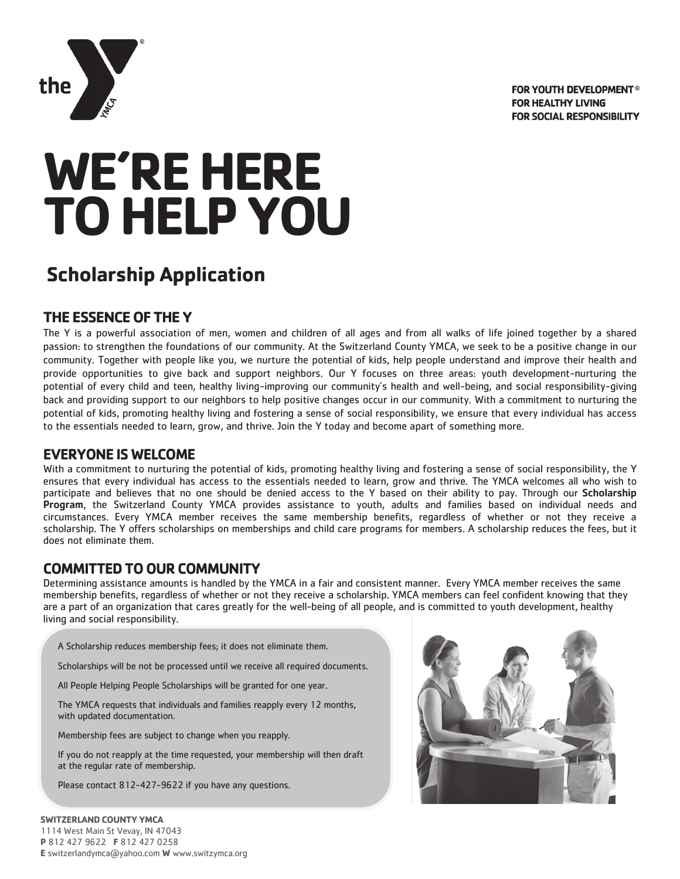FOR YOUTH DEVELOPMENT®
FOR HEALTHY LIVING
FOR SOCIAL RESPONSIBILITY

# WE'RE HERE TO HELP YOU

## Scholarship Application

### THE ESSENCE OF THE Y

The Y is a powerful association of men, women and children of all ages and from all walks of life joined together by a shared passion: to strengthen the foundations of our community. At the Switzerland County YMCA, we seek to be a positive change in our community. Together with people like you, we nurture the potential of kids, help people understand and improve their health and provide opportunities to give back and support neighbors. Our Y focuses on three areas: youth development-nurturing the potential of every child and teen, healthy living-improving our community's health and well-being, and social responsibility-giving back and providing support to our neighbors to help positive changes occur in our community. With a commitment to nurturing the potential of kids, promoting healthy living and fostering a sense of social responsibility, we ensure that every individual has access to the essentials needed to learn, grow, and thrive. Join the Y today and become apart of something more.

### EVERYONE IS WELCOME

With a commitment to nurturing the potential of kids, promoting healthy living and fostering a sense of social responsibility, the Y ensures that every individual has access to the essentials needed to learn, grow and thrive. The YMCA welcomes all who wish to participate and believes that no one should be denied access to the Y based on their ability to pay. Through our **Scholarship Program**, the Switzerland County YMCA provides assistance to youth, adults and families based on individual needs and circumstances. Every YMCA member receives the same membership benefits, regardless of whether or not they receive a scholarship. The Y offers scholarships on memberships and child care programs for members. A scholarship reduces the fees, but it does not eliminate them.

### COMMITTED TO OUR COMMUNITY

Determining assistance amounts is handled by the YMCA in a fair and consistent manner. Every YMCA member receives the same membership benefits, regardless of whether or not they receive a scholarship. YMCA members can feel confident knowing that they are a part of an organization that cares greatly for the well-being of all people, and is committed to youth development, healthy living and social responsibility.

A Scholarship reduces membership fees; it does not eliminate them.

Scholarships will be not be processed until we receive all required documents.

All People Helping People Scholarships will be granted for one year.

The YMCA requests that individuals and families reapply every 12 months, with updated documentation.

Membership fees are subject to change when you reapply.

If you do not reapply at the time requested, your membership will then draft at the regular rate of membership.

Please contact 812-427-9622 if you have any questions.

**SWITZERLAND COUNTY YMCA**
1114 West Main St Vevay, IN 47043
**P** 812 427 9622 **F** 812 427 0258
**E** switzerlandymca@yahoo.com **W** www.switzymca.org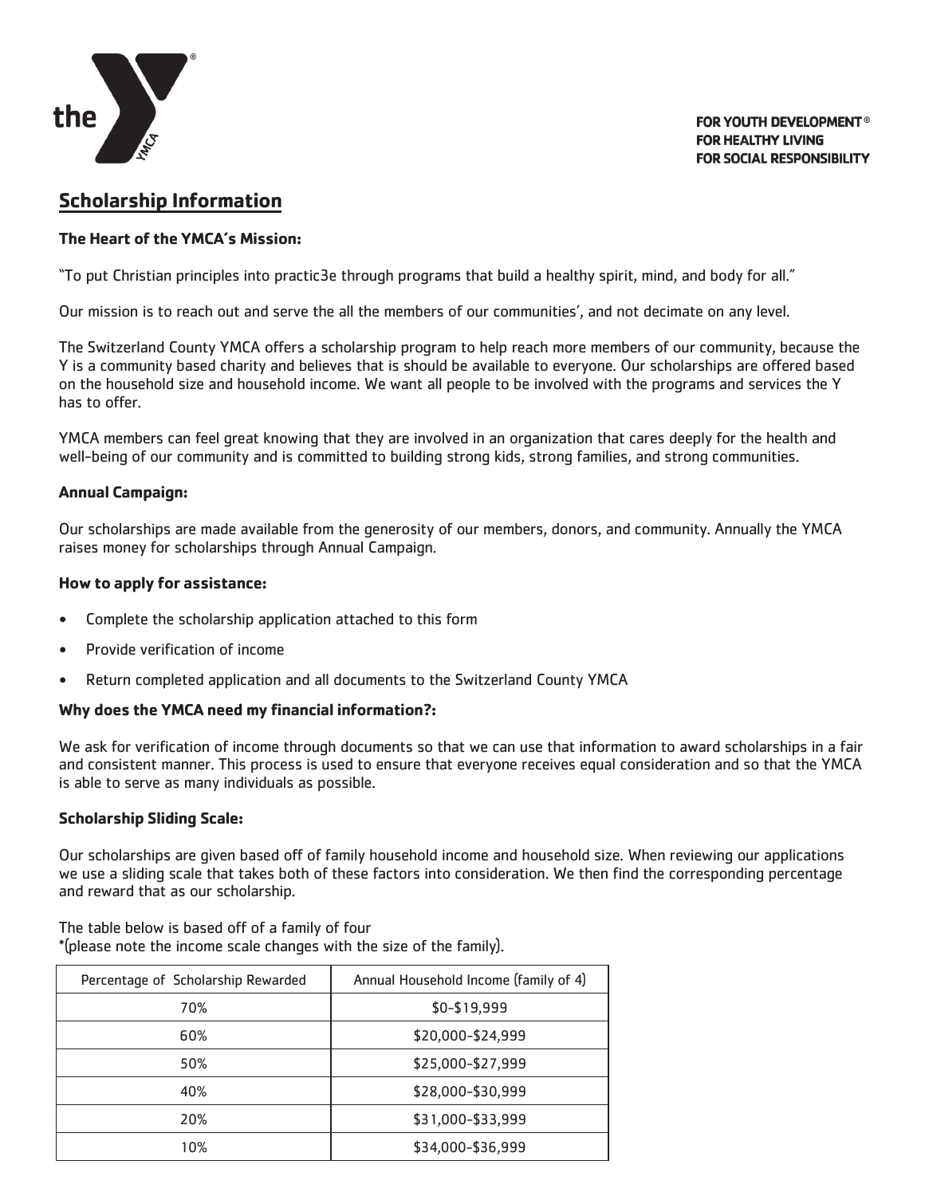FOR YOUTH DEVELOPMENT®
FOR HEALTHY LIVING
FOR SOCIAL RESPONSIBILITY

## Scholarship Information

**The Heart of the YMCA's Mission:**

"To put Christian principles into practic3e through programs that build a healthy spirit, mind, and body for all."

Our mission is to reach out and serve the all the members of our communities', and not decimate on any level.

The Switzerland County YMCA offers a scholarship program to help reach more members of our community, because the Y is a community based charity and believes that is should be available to everyone. Our scholarships are offered based on the household size and household income. We want all people to be involved with the programs and services the Y has to offer.

YMCA members can feel great knowing that they are involved in an organization that cares deeply for the health and well-being of our community and is committed to building strong kids, strong families, and strong communities.

**Annual Campaign:**

Our scholarships are made available from the generosity of our members, donors, and community. Annually the YMCA raises money for scholarships through Annual Campaign.

**How to apply for assistance:**

- Complete the scholarship application attached to this form
- Provide verification of income
- Return completed application and all documents to the Switzerland County YMCA

**Why does the YMCA need my financial information?:**

We ask for verification of income through documents so that we can use that information to award scholarships in a fair and consistent manner. This process is used to ensure that everyone receives equal consideration and so that the YMCA is able to serve as many individuals as possible.

**Scholarship Sliding Scale:**

Our scholarships are given based off of family household income and household size. When reviewing our applications we use a sliding scale that takes both of these factors into consideration. We then find the corresponding percentage and reward that as our scholarship.

The table below is based off of a family of four
*(please note the income scale changes with the size of the family).

| Percentage of Scholarship Rewarded | Annual Household Income (family of 4) |
|---|---|
| 70% | $0-$19,999 |
| 60% | $20,000-$24,999 |
| 50% | $25,000-$27,999 |
| 40% | $28,000-$30,999 |
| 20% | $31,000-$33,999 |
| 10% | $34,000-$36,999 |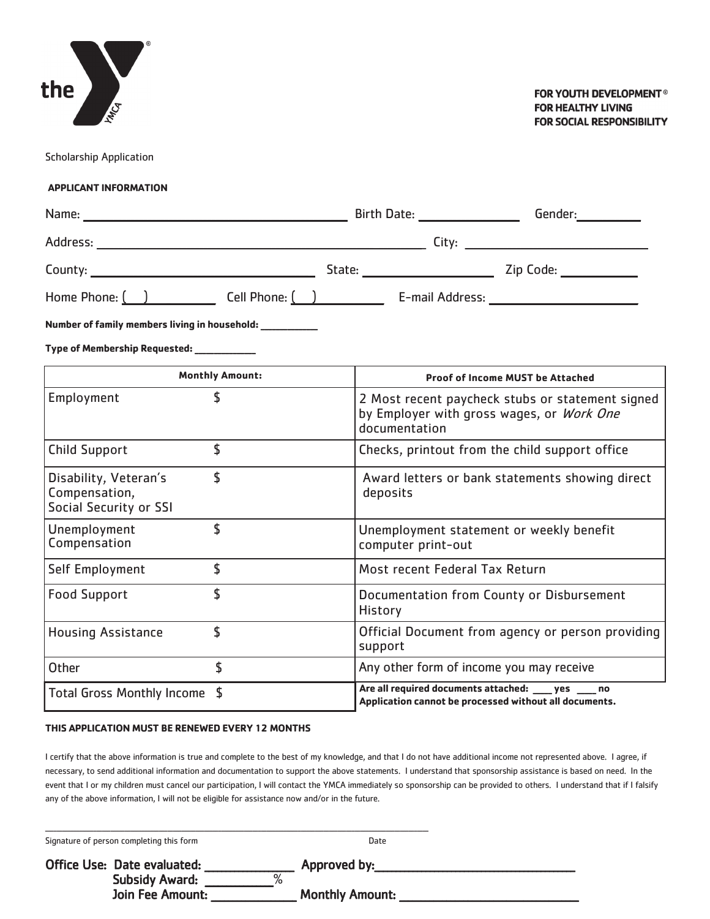the YMCA

**FOR YOUTH DEVELOPMENT®**
**FOR HEALTHY LIVING**
**FOR SOCIAL RESPONSIBILITY**

Scholarship Application

**APPLICANT INFORMATION**

Name: ______________________________ Birth Date: ____________ Gender: ________

Address: ____________________________________ City: ______________________

County: _________________________ State: ______________ Zip Code: _________

Home Phone: (   ) __________ Cell Phone: (   ) __________ E-mail Address: __________________

**Number of family members living in household: ________**

**Type of Membership Requested: _________**

| Monthly Amount: | | Proof of Income MUST be Attached |
|---|---|---|
| Employment | $ | 2 Most recent paycheck stubs or statement signed by Employer with gross wages, or *Work One* documentation |
| Child Support | $ | Checks, printout from the child support office |
| Disability, Veteran's Compensation, Social Security or SSI | $ | Award letters or bank statements showing direct deposits |
| Unemployment Compensation | $ | Unemployment statement or weekly benefit computer print-out |
| Self Employment | $ | Most recent Federal Tax Return |
| Food Support | $ | Documentation from County or Disbursement History |
| Housing Assistance | $ | Official Document from agency or person providing support |
| Other | $ | Any other form of income you may receive |
| Total Gross Monthly Income | $ | **Are all required documents attached: ___ yes ___ no** **Application cannot be processed without all documents.** |

**THIS APPLICATION MUST BE RENEWED EVERY 12 MONTHS**

I certify that the above information is true and complete to the best of my knowledge, and that I do not have additional income not represented above. I agree, if necessary, to send additional information and documentation to support the above statements. I understand that sponsorship assistance is based on need. In the event that I or my children must cancel our participation, I will contact the YMCA immediately so sponsorship can be provided to others. I understand that if I falsify any of the above information, I will not be eligible for assistance now and/or in the future.

_______________________________________________________________

Signature of person completing this form                                        Date

**Office Use: Date evaluated: __________ Approved by: ______________________**
**Subsidy Award: ________%**
**Join Fee Amount: __________ Monthly Amount: ____________________**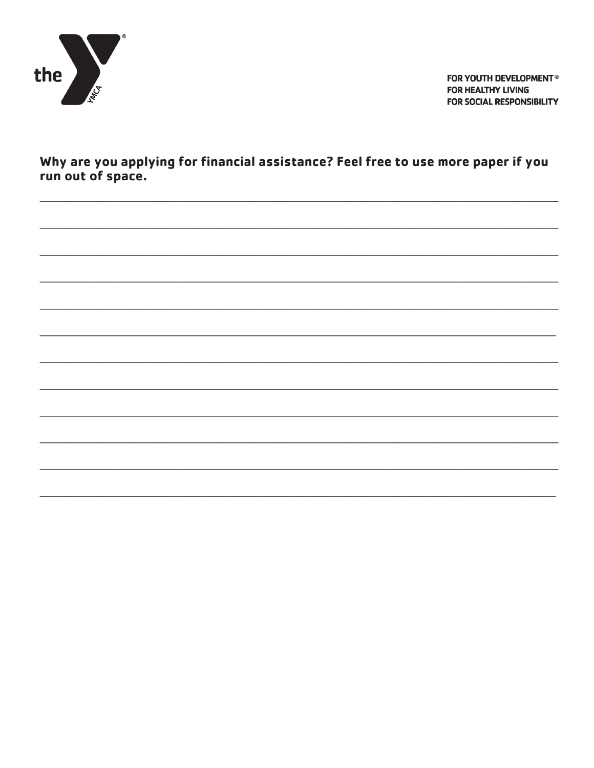FOR YOUTH DEVELOPMENT®
FOR HEALTHY LIVING
FOR SOCIAL RESPONSIBILITY

**Why are you applying for financial assistance? Feel free to use more paper if you run out of space.**

\_\_\_\_\_\_\_\_\_\_\_\_\_\_\_\_\_\_\_\_\_\_\_\_\_\_\_\_\_\_\_\_\_\_\_\_\_\_\_\_\_\_\_\_\_\_\_\_\_\_\_\_\_\_\_\_\_\_\_\_\_\_\_\_\_\_\_\_\_\_\_\_\_\_\_\_

\_\_\_\_\_\_\_\_\_\_\_\_\_\_\_\_\_\_\_\_\_\_\_\_\_\_\_\_\_\_\_\_\_\_\_\_\_\_\_\_\_\_\_\_\_\_\_\_\_\_\_\_\_\_\_\_\_\_\_\_\_\_\_\_\_\_\_\_\_\_\_\_\_\_\_\_

\_\_\_\_\_\_\_\_\_\_\_\_\_\_\_\_\_\_\_\_\_\_\_\_\_\_\_\_\_\_\_\_\_\_\_\_\_\_\_\_\_\_\_\_\_\_\_\_\_\_\_\_\_\_\_\_\_\_\_\_\_\_\_\_\_\_\_\_\_\_\_\_\_\_\_\_

\_\_\_\_\_\_\_\_\_\_\_\_\_\_\_\_\_\_\_\_\_\_\_\_\_\_\_\_\_\_\_\_\_\_\_\_\_\_\_\_\_\_\_\_\_\_\_\_\_\_\_\_\_\_\_\_\_\_\_\_\_\_\_\_\_\_\_\_\_\_\_\_\_\_\_\_

\_\_\_\_\_\_\_\_\_\_\_\_\_\_\_\_\_\_\_\_\_\_\_\_\_\_\_\_\_\_\_\_\_\_\_\_\_\_\_\_\_\_\_\_\_\_\_\_\_\_\_\_\_\_\_\_\_\_\_\_\_\_\_\_\_\_\_\_\_\_\_\_\_\_\_\_

\_\_\_\_\_\_\_\_\_\_\_\_\_\_\_\_\_\_\_\_\_\_\_\_\_\_\_\_\_\_\_\_\_\_\_\_\_\_\_\_\_\_\_\_\_\_\_\_\_\_\_\_\_\_\_\_\_\_\_\_\_\_\_\_\_\_\_\_\_\_\_\_\_\_\_\_

\_\_\_\_\_\_\_\_\_\_\_\_\_\_\_\_\_\_\_\_\_\_\_\_\_\_\_\_\_\_\_\_\_\_\_\_\_\_\_\_\_\_\_\_\_\_\_\_\_\_\_\_\_\_\_\_\_\_\_\_\_\_\_\_\_\_\_\_\_\_\_\_\_\_\_\_

\_\_\_\_\_\_\_\_\_\_\_\_\_\_\_\_\_\_\_\_\_\_\_\_\_\_\_\_\_\_\_\_\_\_\_\_\_\_\_\_\_\_\_\_\_\_\_\_\_\_\_\_\_\_\_\_\_\_\_\_\_\_\_\_\_\_\_\_\_\_\_\_\_\_\_\_

\_\_\_\_\_\_\_\_\_\_\_\_\_\_\_\_\_\_\_\_\_\_\_\_\_\_\_\_\_\_\_\_\_\_\_\_\_\_\_\_\_\_\_\_\_\_\_\_\_\_\_\_\_\_\_\_\_\_\_\_\_\_\_\_\_\_\_\_\_\_\_\_\_\_\_\_

\_\_\_\_\_\_\_\_\_\_\_\_\_\_\_\_\_\_\_\_\_\_\_\_\_\_\_\_\_\_\_\_\_\_\_\_\_\_\_\_\_\_\_\_\_\_\_\_\_\_\_\_\_\_\_\_\_\_\_\_\_\_\_\_\_\_\_\_\_\_\_\_\_\_\_\_

\_\_\_\_\_\_\_\_\_\_\_\_\_\_\_\_\_\_\_\_\_\_\_\_\_\_\_\_\_\_\_\_\_\_\_\_\_\_\_\_\_\_\_\_\_\_\_\_\_\_\_\_\_\_\_\_\_\_\_\_\_\_\_\_\_\_\_\_\_\_\_\_\_\_\_\_

\_\_\_\_\_\_\_\_\_\_\_\_\_\_\_\_\_\_\_\_\_\_\_\_\_\_\_\_\_\_\_\_\_\_\_\_\_\_\_\_\_\_\_\_\_\_\_\_\_\_\_\_\_\_\_\_\_\_\_\_\_\_\_\_\_\_\_\_\_\_\_\_\_\_\_\_